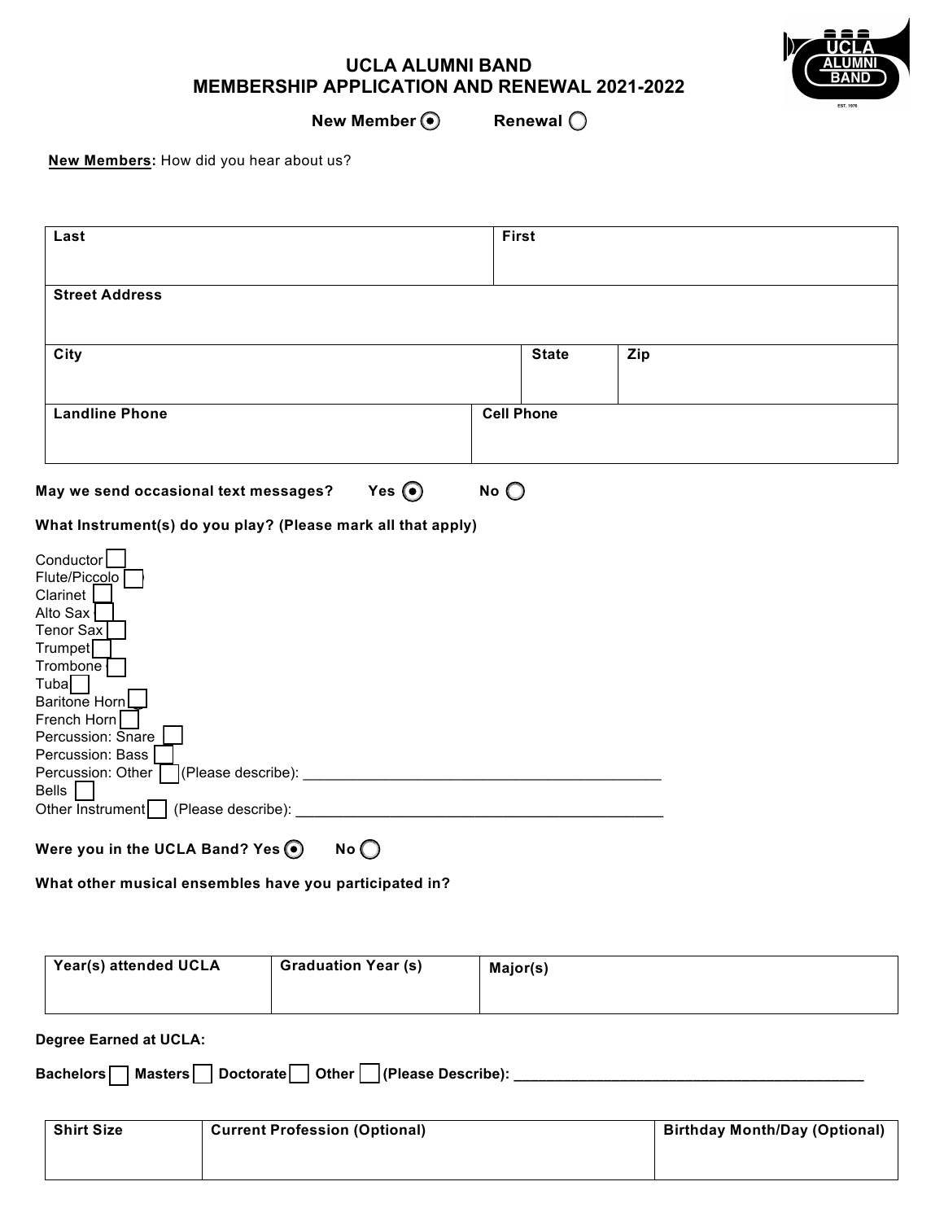# UCLA ALUMNI BAND
## MEMBERSHIP APPLICATION AND RENEWAL 2021-2022

**New Member** (●) **Renewal** ( )

**New Members:** How did you hear about us?

| Last | | First | |
|---|---|---|---|
| **Street Address** | | | |
| **City** | | **State** | **Zip** |
| **Landline Phone** | | **Cell Phone** | |

**May we send occasional text messages?** **Yes** (●) **No** ( )

**What Instrument(s) do you play? (Please mark all that apply)**

- Conductor [ ]
- Flute/Piccolo [ ]
- Clarinet [ ]
- Alto Sax [ ]
- Tenor Sax [ ]
- Trumpet [ ]
- Trombone [ ]
- Tuba [ ]
- Baritone Horn [ ]
- French Horn [ ]
- Percussion: Snare [ ]
- Percussion: Bass [ ]
- Percussion: Other [ ] (Please describe): ___________________________________________
- Bells [ ]
- Other Instrument [ ] (Please describe): ___________________________________________

**Were you in the UCLA Band? Yes** (●) **No** ( )

**What other musical ensembles have you participated in?**

| Year(s) attended UCLA | Graduation Year (s) | Major(s) |
|---|---|---|
| | | |

**Degree Earned at UCLA:**

**Bachelors** [ ] **Masters** [ ] **Doctorate** [ ] **Other** [ ] **(Please Describe):** ___________________________________________

| Shirt Size | Current Profession (Optional) | Birthday Month/Day (Optional) |
|---|---|---|
| | | |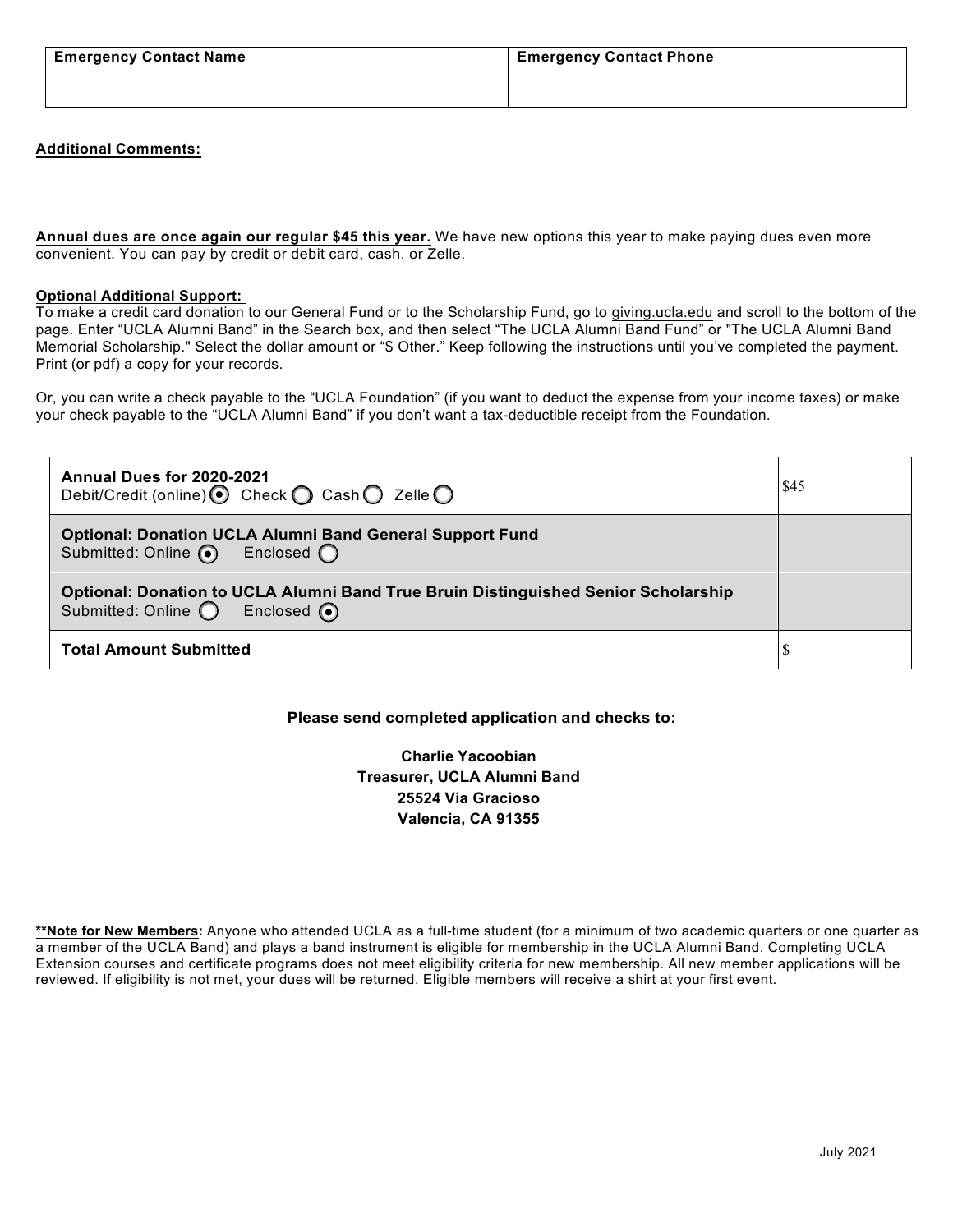| Emergency Contact Name | Emergency Contact Phone |
|---|---|
| | |

**Additional Comments:**

**Annual dues are once again our regular $45 this year.** We have new options this year to make paying dues even more convenient. You can pay by credit or debit card, cash, or Zelle.

**Optional Additional Support:**
To make a credit card donation to our General Fund or to the Scholarship Fund, go to giving.ucla.edu and scroll to the bottom of the page. Enter "UCLA Alumni Band" in the Search box, and then select "The UCLA Alumni Band Fund" or "The UCLA Alumni Band Memorial Scholarship." Select the dollar amount or "$ Other." Keep following the instructions until you've completed the payment. Print (or pdf) a copy for your records.

Or, you can write a check payable to the "UCLA Foundation" (if you want to deduct the expense from your income taxes) or make your check payable to the "UCLA Alumni Band" if you don't want a tax-deductible receipt from the Foundation.

| | |
|---|---|
| **Annual Dues for 2020-2021**<br>Debit/Credit (online) ◉ Check ○ Cash ○ Zelle ○ | $45 |
| **Optional: Donation UCLA Alumni Band General Support Fund**<br>Submitted: Online ◉ Enclosed ○ | |
| **Optional: Donation to UCLA Alumni Band True Bruin Distinguished Senior Scholarship**<br>Submitted: Online ○ Enclosed ◉ | |
| **Total Amount Submitted** | $ |

**Please send completed application and checks to:**

**Charlie Yacoobian**
**Treasurer, UCLA Alumni Band**
**25524 Via Gracioso**
**Valencia, CA 91355**

**\*\*Note for New Members:** Anyone who attended UCLA as a full-time student (for a minimum of two academic quarters or one quarter as a member of the UCLA Band) and plays a band instrument is eligible for membership in the UCLA Alumni Band. Completing UCLA Extension courses and certificate programs does not meet eligibility criteria for new membership. All new member applications will be reviewed. If eligibility is not met, your dues will be returned. Eligible members will receive a shirt at your first event.

July 2021